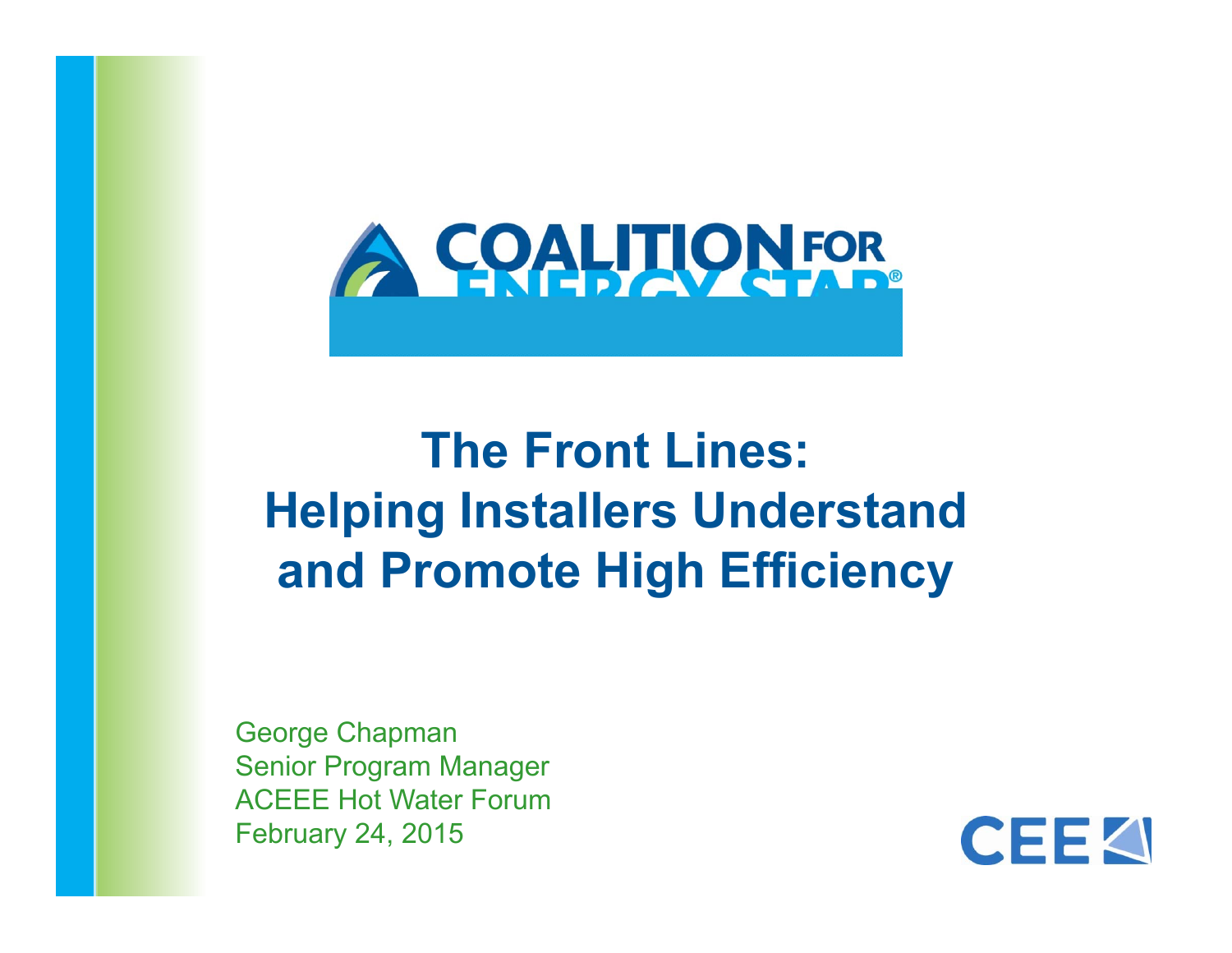COALITION FOR ENERGY STAR®

# The Front Lines: Helping Installers Understand and Promote High Efficiency

George Chapman
Senior Program Manager
ACEEE Hot Water Forum
February 24, 2015

CEE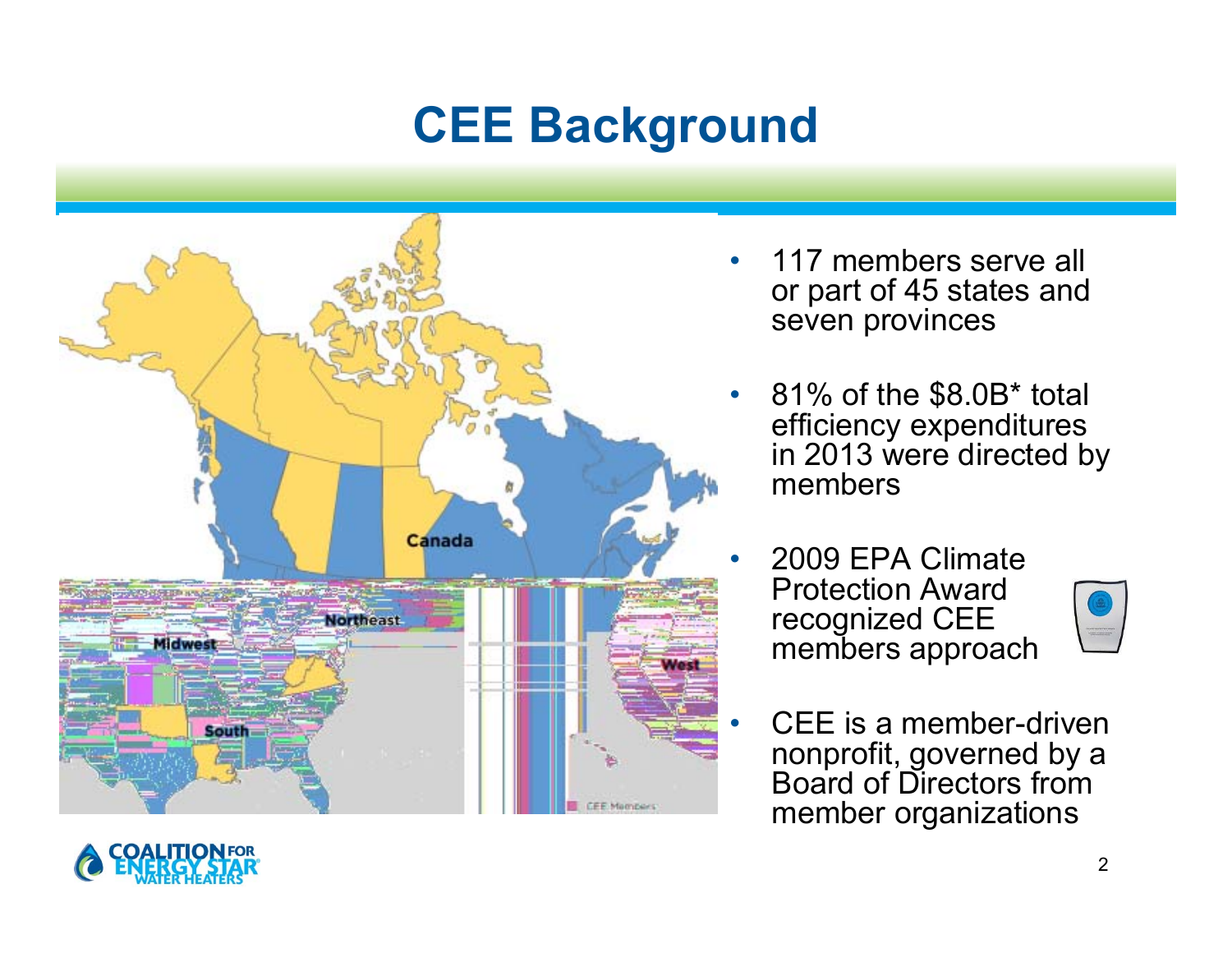# CEE Background

- 117 members serve all or part of 45 states and seven provinces
- 81% of the $8.0B* total efficiency expenditures in 2013 were directed by members
- 2009 EPA Climate Protection Award recognized CEE members approach
- CEE is a member-driven nonprofit, governed by a Board of Directors from member organizations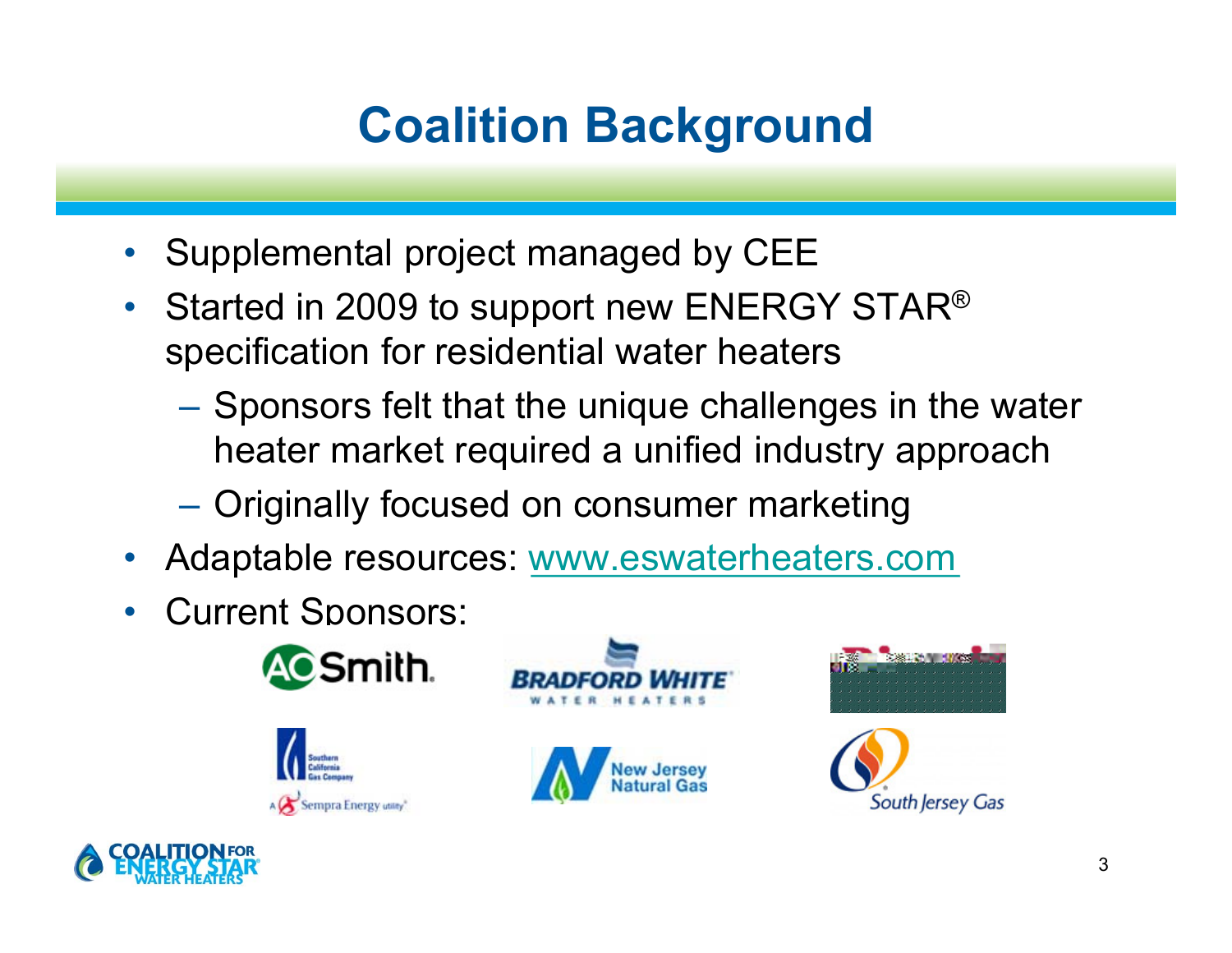# Coalition Background

- Supplemental project managed by CEE
- Started in 2009 to support new ENERGY STAR® specification for residential water heaters
  - Sponsors felt that the unique challenges in the water heater market required a unified industry approach
  - Originally focused on consumer marketing
- Adaptable resources: www.eswaterheaters.com
- Current Sponsors: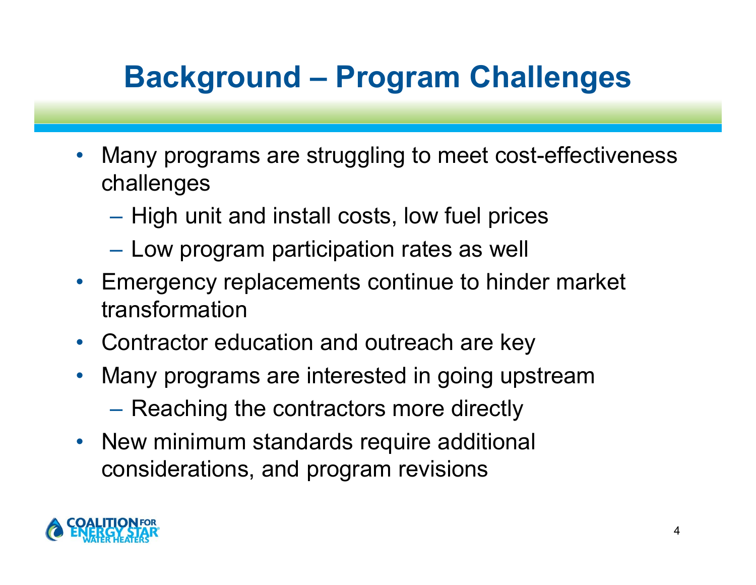# Background – Program Challenges

- Many programs are struggling to meet cost-effectiveness challenges
  - High unit and install costs, low fuel prices
  - Low program participation rates as well
- Emergency replacements continue to hinder market transformation
- Contractor education and outreach are key
- Many programs are interested in going upstream
  - Reaching the contractors more directly
- New minimum standards require additional considerations, and program revisions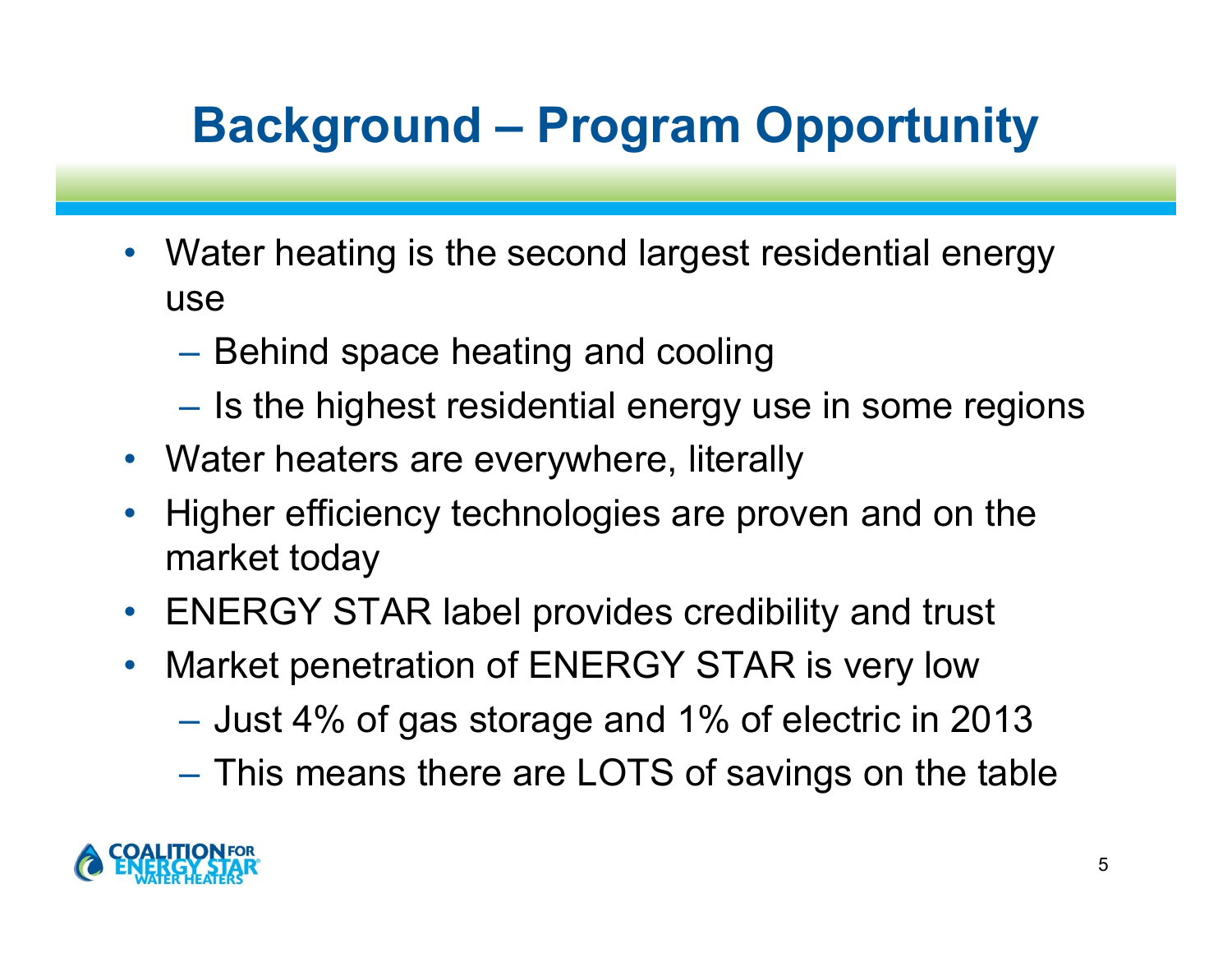# Background – Program Opportunity

- Water heating is the second largest residential energy use
  - Behind space heating and cooling
  - Is the highest residential energy use in some regions
- Water heaters are everywhere, literally
- Higher efficiency technologies are proven and on the market today
- ENERGY STAR label provides credibility and trust
- Market penetration of ENERGY STAR is very low
  - Just 4% of gas storage and 1% of electric in 2013
  - This means there are LOTS of savings on the table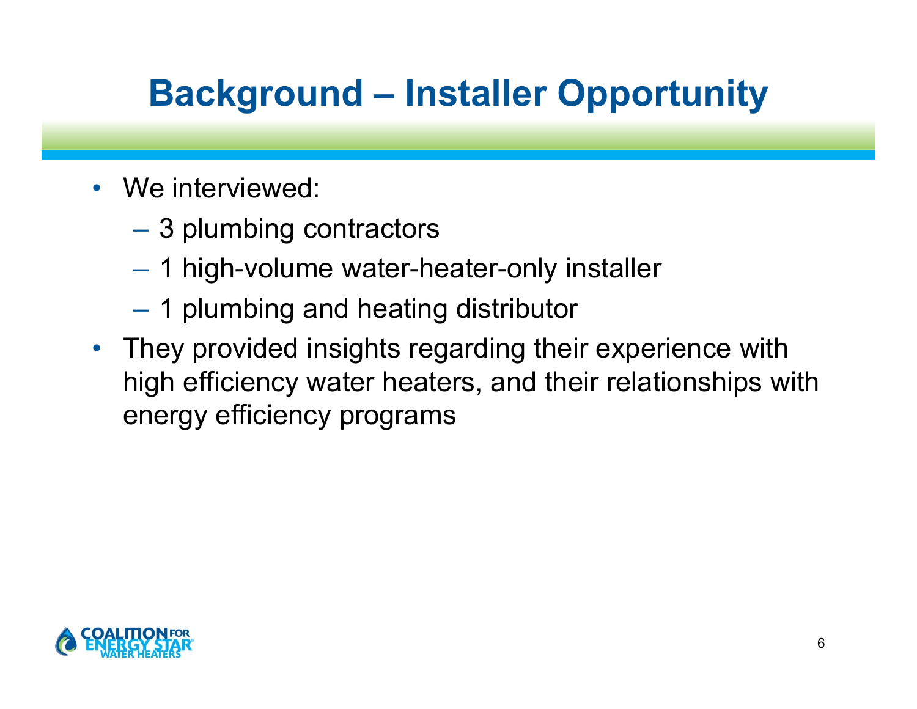# Background – Installer Opportunity

- We interviewed:
  - 3 plumbing contractors
  - 1 high-volume water-heater-only installer
  - 1 plumbing and heating distributor
- They provided insights regarding their experience with high efficiency water heaters, and their relationships with energy efficiency programs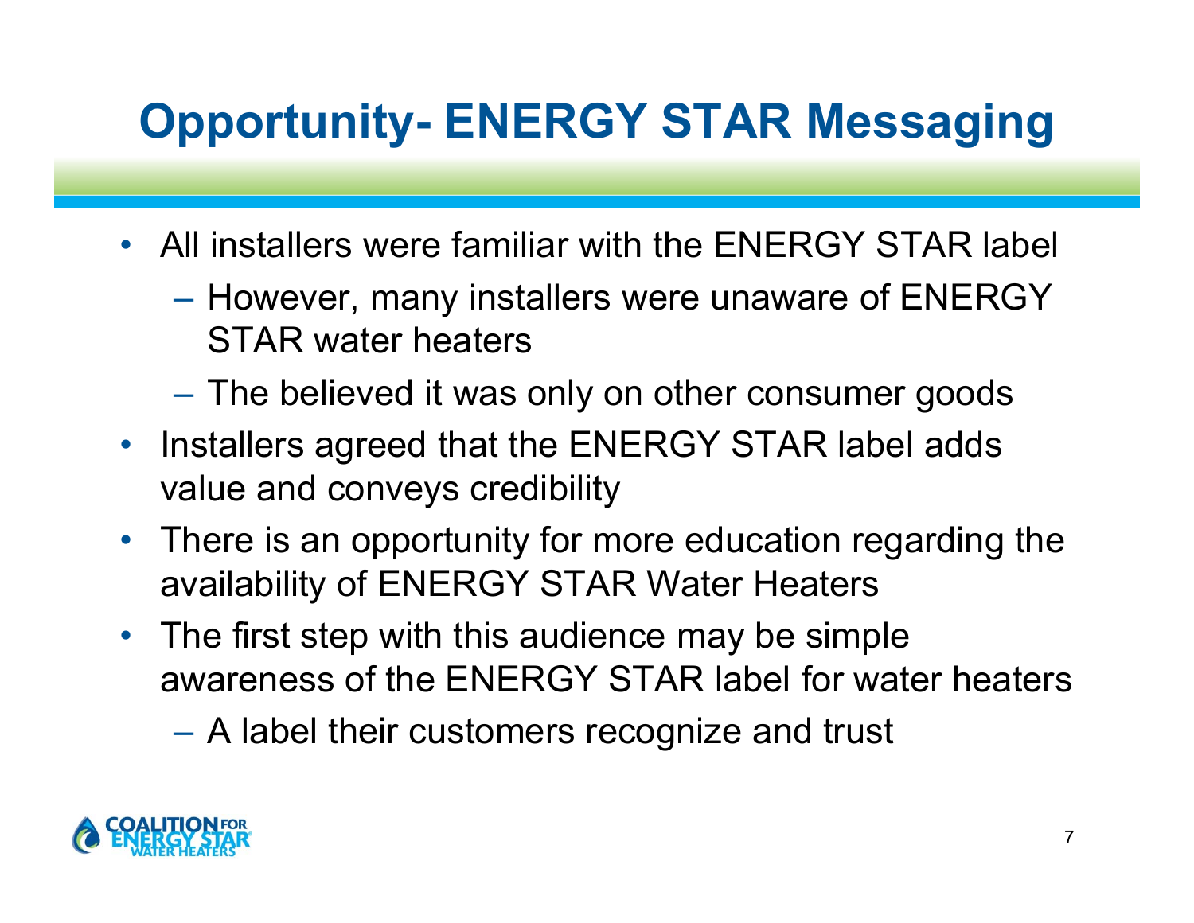# Opportunity- ENERGY STAR Messaging

- All installers were familiar with the ENERGY STAR label
  - However, many installers were unaware of ENERGY STAR water heaters
  - The believed it was only on other consumer goods
- Installers agreed that the ENERGY STAR label adds value and conveys credibility
- There is an opportunity for more education regarding the availability of ENERGY STAR Water Heaters
- The first step with this audience may be simple awareness of the ENERGY STAR label for water heaters
  - A label their customers recognize and trust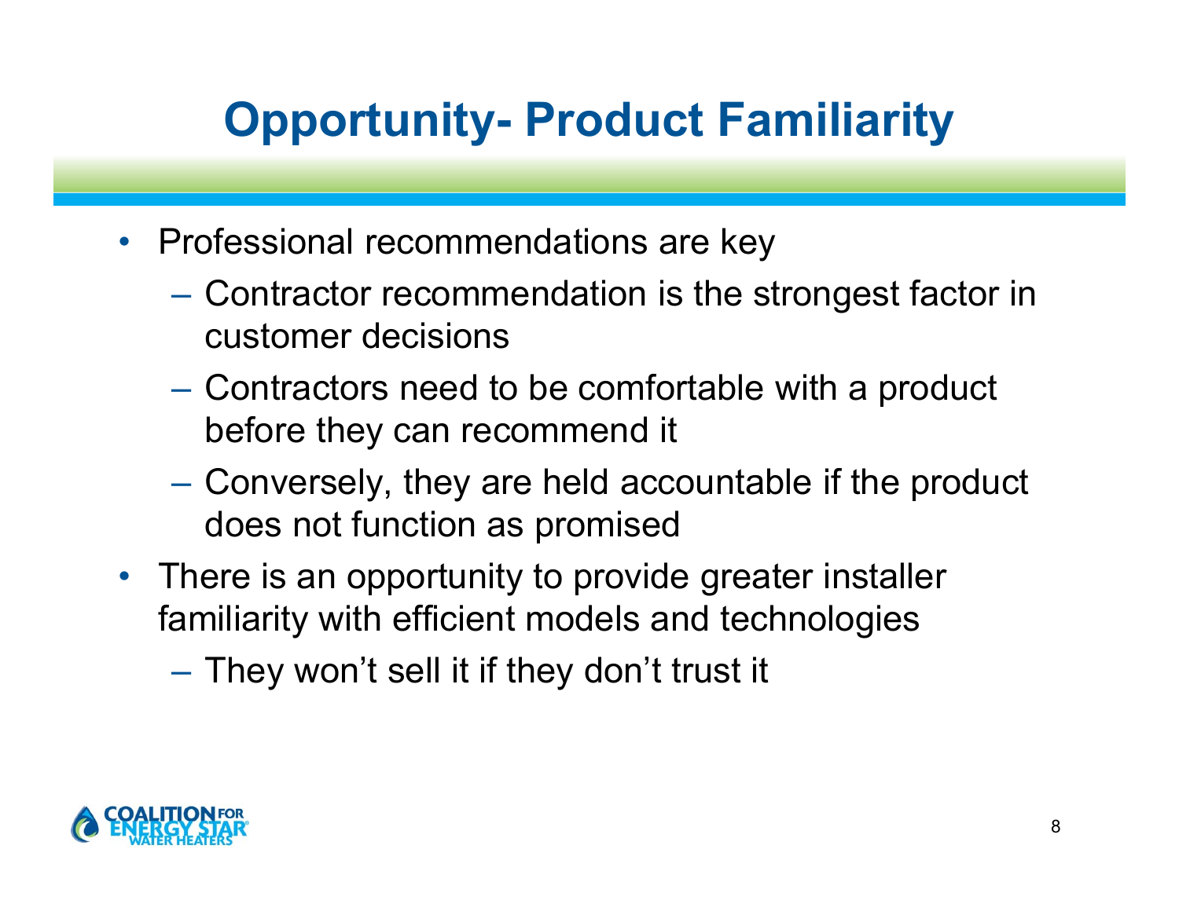# Opportunity- Product Familiarity

- Professional recommendations are key
  - Contractor recommendation is the strongest factor in customer decisions
  - Contractors need to be comfortable with a product before they can recommend it
  - Conversely, they are held accountable if the product does not function as promised
- There is an opportunity to provide greater installer familiarity with efficient models and technologies
  - They won't sell it if they don't trust it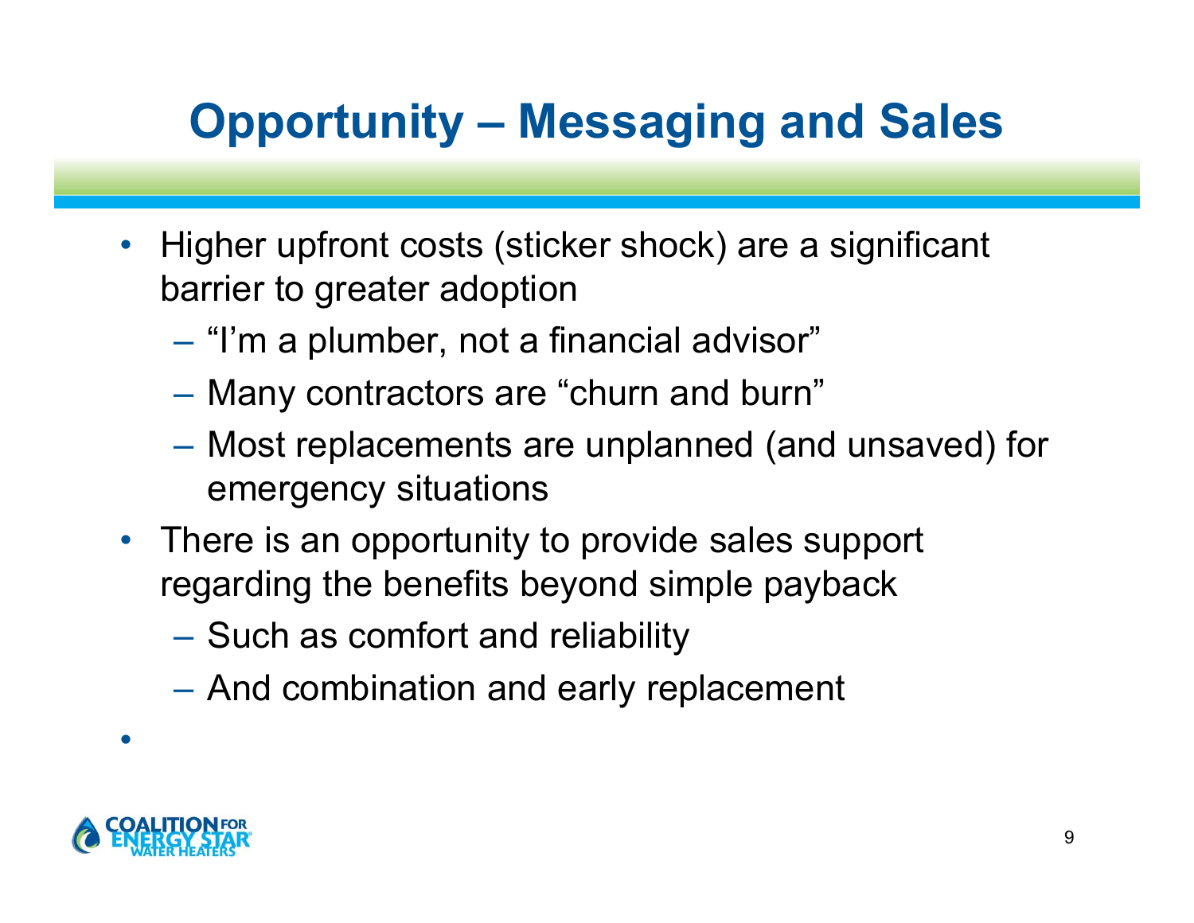# Opportunity – Messaging and Sales

- Higher upfront costs (sticker shock) are a significant barrier to greater adoption
  - "I'm a plumber, not a financial advisor"
  - Many contractors are "churn and burn"
  - Most replacements are unplanned (and unsaved) for emergency situations
- There is an opportunity to provide sales support regarding the benefits beyond simple payback
  - Such as comfort and reliability
  - And combination and early replacement

COALITION FOR ENERGY STAR WATER HEATERS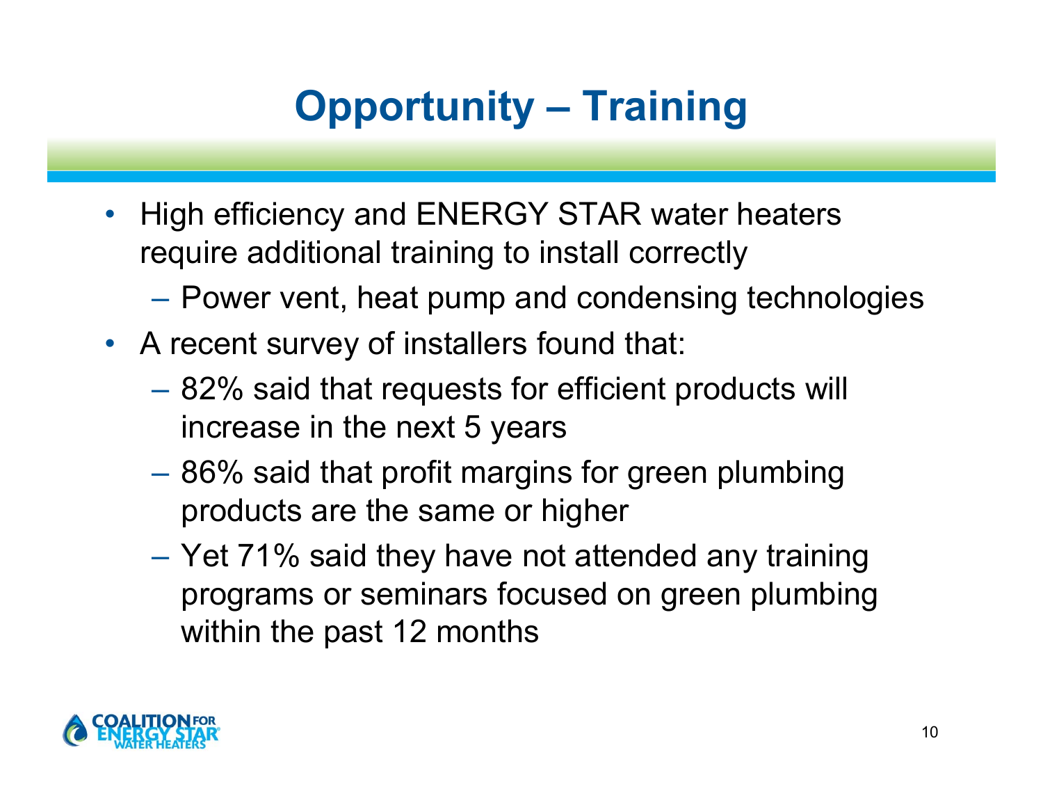# Opportunity – Training

- High efficiency and ENERGY STAR water heaters require additional training to install correctly
  - Power vent, heat pump and condensing technologies
- A recent survey of installers found that:
  - 82% said that requests for efficient products will increase in the next 5 years
  - 86% said that profit margins for green plumbing products are the same or higher
  - Yet 71% said they have not attended any training programs or seminars focused on green plumbing within the past 12 months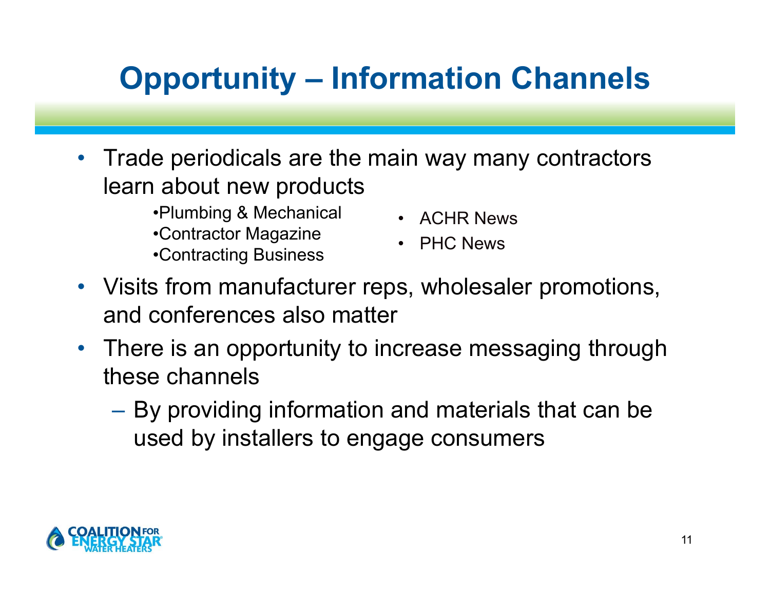# Opportunity – Information Channels

- Trade periodicals are the main way many contractors learn about new products
  - Plumbing & Mechanical
  - Contractor Magazine
  - Contracting Business
  - ACHR News
  - PHC News
- Visits from manufacturer reps, wholesaler promotions, and conferences also matter
- There is an opportunity to increase messaging through these channels
  - By providing information and materials that can be used by installers to engage consumers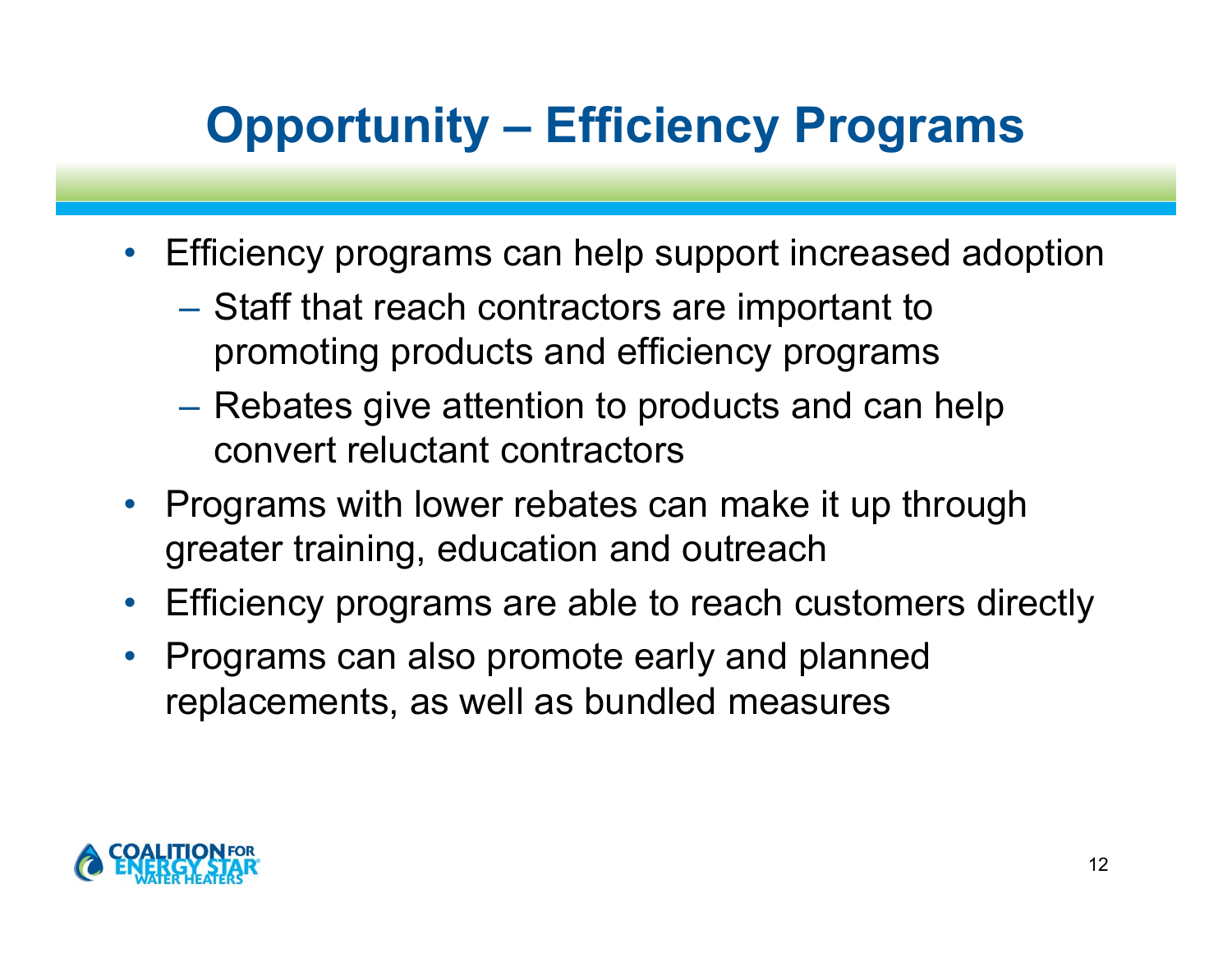# Opportunity – Efficiency Programs

- Efficiency programs can help support increased adoption
  - Staff that reach contractors are important to promoting products and efficiency programs
  - Rebates give attention to products and can help convert reluctant contractors
- Programs with lower rebates can make it up through greater training, education and outreach
- Efficiency programs are able to reach customers directly
- Programs can also promote early and planned replacements, as well as bundled measures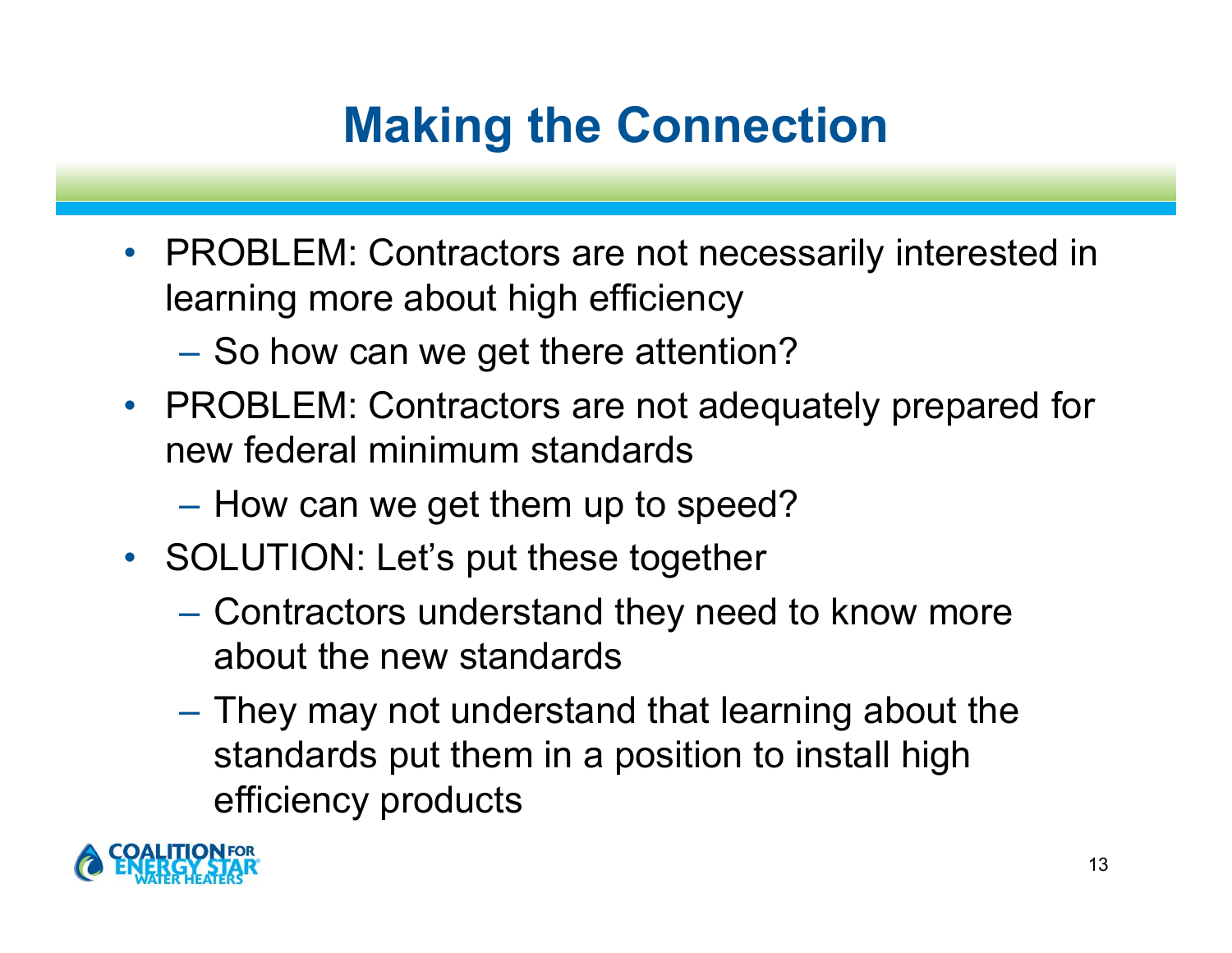# Making the Connection

- PROBLEM: Contractors are not necessarily interested in learning more about high efficiency
  - So how can we get there attention?
- PROBLEM: Contractors are not adequately prepared for new federal minimum standards
  - How can we get them up to speed?
- SOLUTION: Let's put these together
  - Contractors understand they need to know more about the new standards
  - They may not understand that learning about the standards put them in a position to install high efficiency products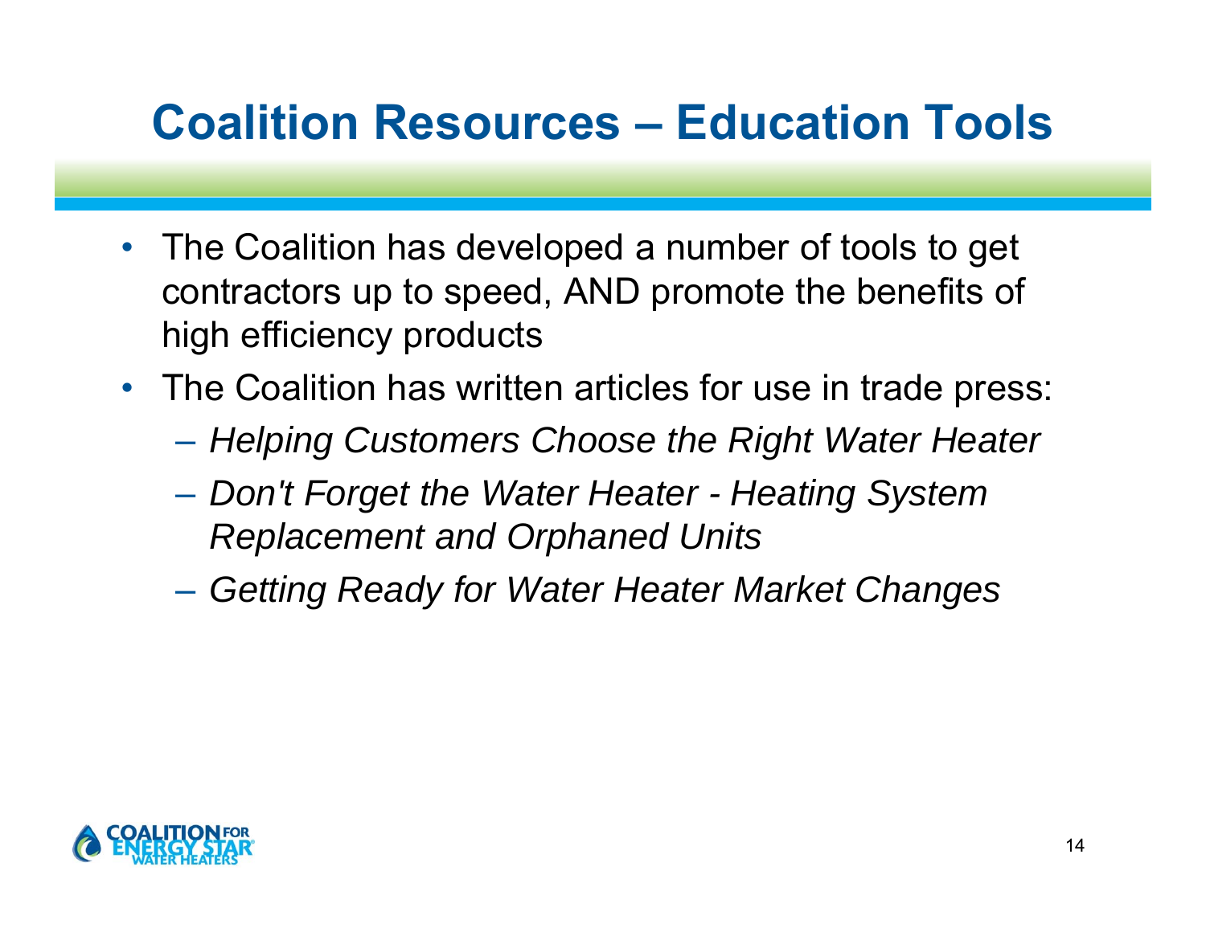# Coalition Resources – Education Tools

- The Coalition has developed a number of tools to get contractors up to speed, AND promote the benefits of high efficiency products
- The Coalition has written articles for use in trade press:
  - *Helping Customers Choose the Right Water Heater*
  - *Don't Forget the Water Heater - Heating System Replacement and Orphaned Units*
  - *Getting Ready for Water Heater Market Changes*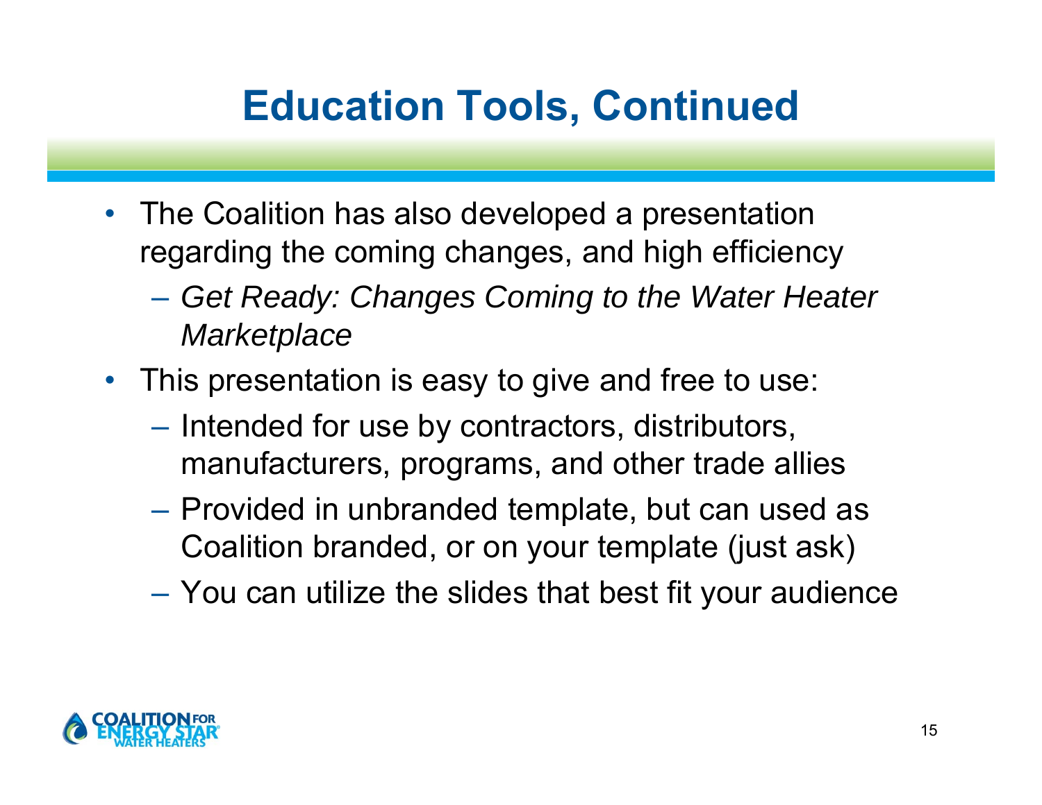# Education Tools, Continued

- The Coalition has also developed a presentation regarding the coming changes, and high efficiency
  - *Get Ready: Changes Coming to the Water Heater Marketplace*
- This presentation is easy to give and free to use:
  - Intended for use by contractors, distributors, manufacturers, programs, and other trade allies
  - Provided in unbranded template, but can used as Coalition branded, or on your template (just ask)
  - You can utilize the slides that best fit your audience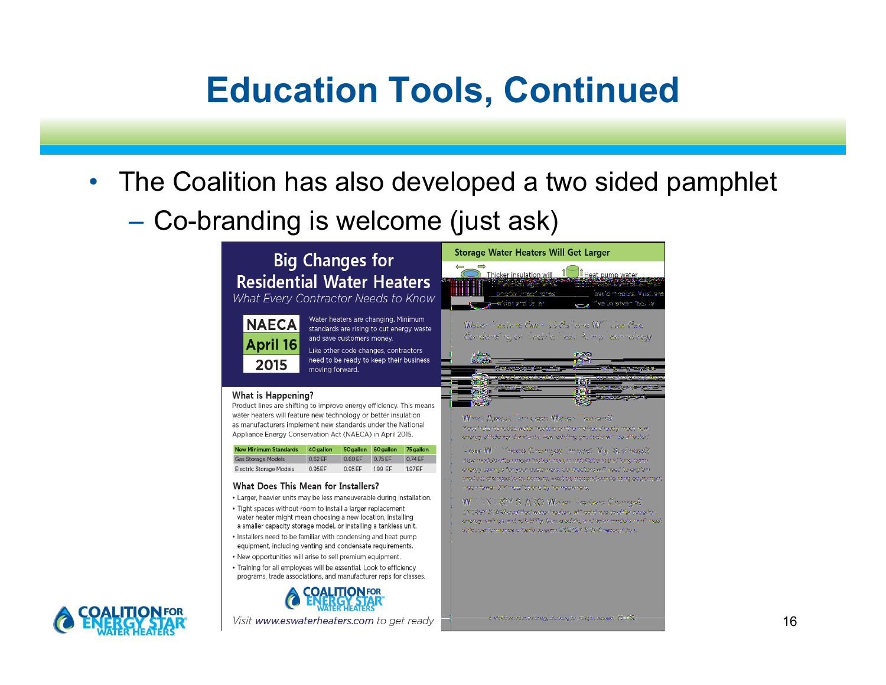# Education Tools, Continued

- The Coalition has also developed a two sided pamphlet
  - Co-branding is welcome (just ask)

## Big Changes for Residential Water Heaters

*What Every Contractor Needs to Know*

**NAECA April 16 2015**

Water heaters are changing. Minimum standards are rising to cut energy waste and save customers money.

Like other code changes, contractors need to be ready to keep their business moving forward.

### What is Happening?

Product lines are shifting to improve energy efficiency. This means water heaters will feature new technology or better insulation as manufacturers implement new standards under the National Appliance Energy Conservation Act (NAECA) in April 2015.

| New Minimum Standards | 40 gallon | 50 gallon | 60 gallon | 75 gallon |
|---|---|---|---|---|
| Gas Storage Models | 0.62 EF | 0.60 EF | 0.75 EF | 0.74 EF |
| Electric Storage Models | 0.95 EF | 0.95 EF | 1.99 EF | 1.97 EF |

### What Does This Mean for Installers?

- Larger, heavier units may be less maneuverable during installation.
- Tight spaces without room to install a larger replacement water heater might mean choosing a new location, installing a smaller capacity storage model, or installing a tankless unit.
- Installers need to be familiar with condensing and heat pump equipment, including venting and condensate requirements.
- New opportunities will arise to sell premium equipment.
- Training for all employees will be essential. Look to efficiency programs, trade associations, and manufacturer reps for classes.

COALITION FOR ENERGY STAR WATER HEATERS

*Visit www.eswaterheaters.com to get ready*

### Storage Water Heaters Will Get Larger

Thicker insulation will ... Heat pump water ...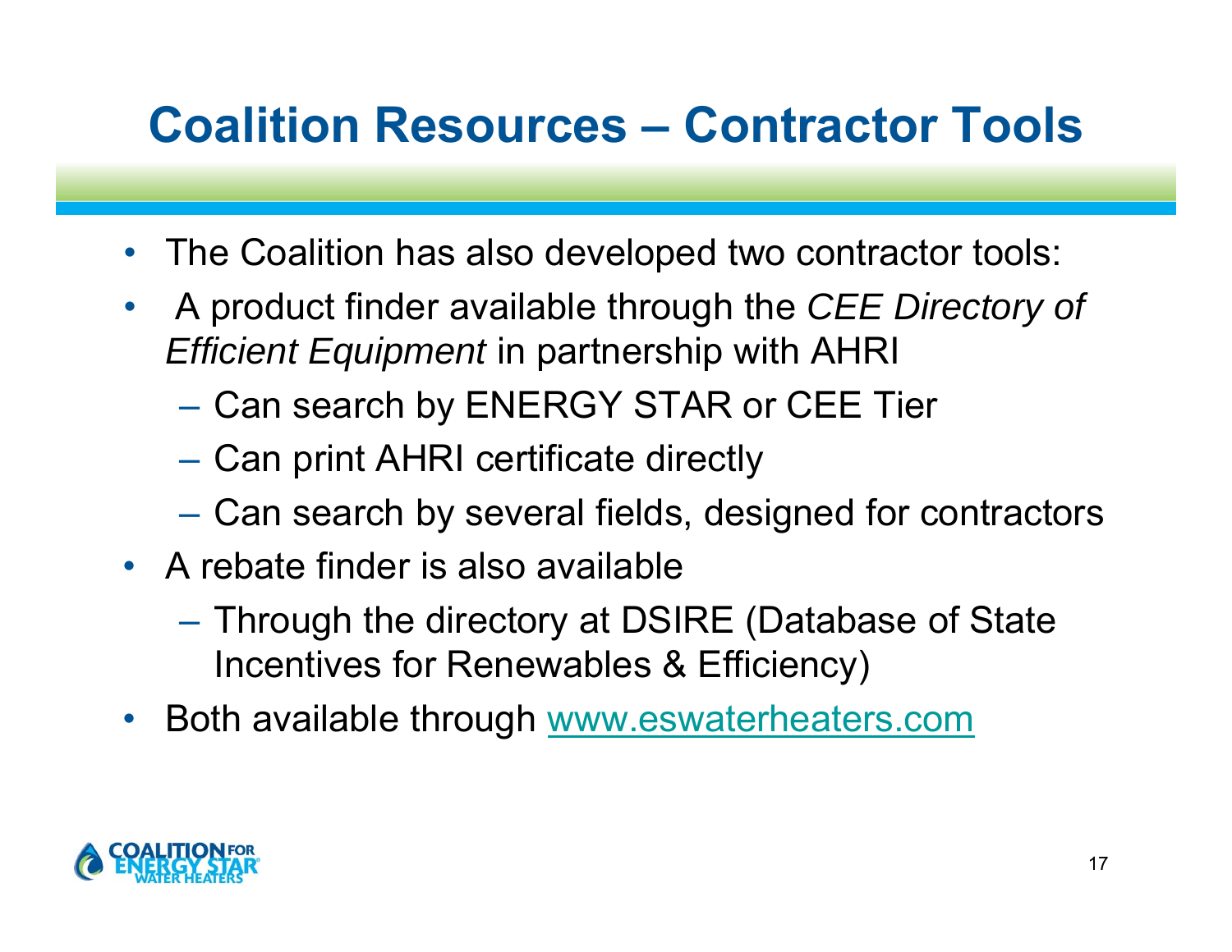# Coalition Resources – Contractor Tools

- The Coalition has also developed two contractor tools:
- A product finder available through the *CEE Directory of Efficient Equipment* in partnership with AHRI
  - Can search by ENERGY STAR or CEE Tier
  - Can print AHRI certificate directly
  - Can search by several fields, designed for contractors
- A rebate finder is also available
  - Through the directory at DSIRE (Database of State Incentives for Renewables & Efficiency)
- Both available through [www.eswaterheaters.com](http://www.eswaterheaters.com)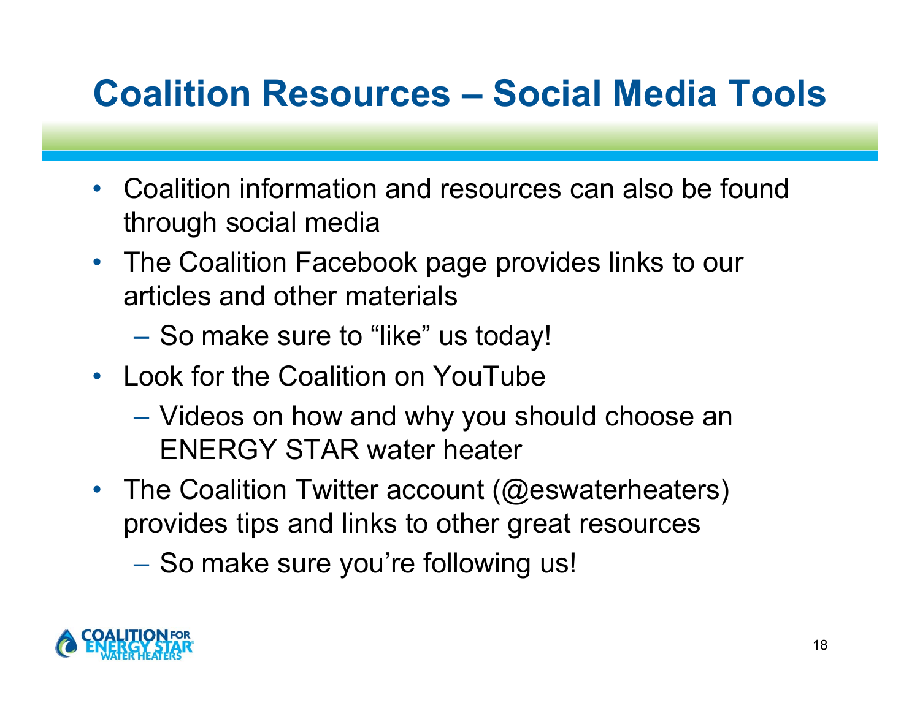# Coalition Resources – Social Media Tools

- Coalition information and resources can also be found through social media
- The Coalition Facebook page provides links to our articles and other materials
  - So make sure to “like” us today!
- Look for the Coalition on YouTube
  - Videos on how and why you should choose an ENERGY STAR water heater
- The Coalition Twitter account (@eswaterheaters) provides tips and links to other great resources
  - So make sure you’re following us!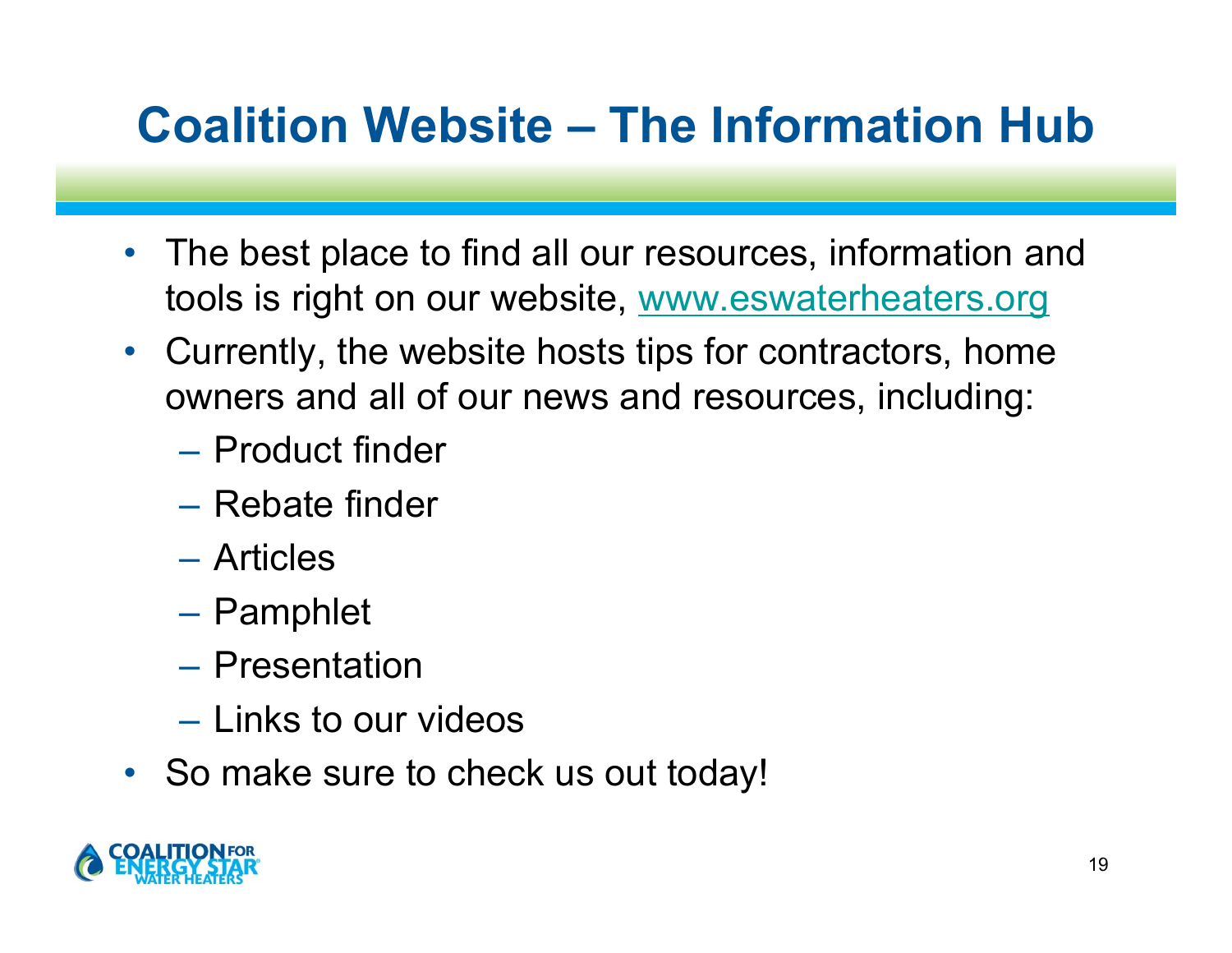# Coalition Website – The Information Hub

- The best place to find all our resources, information and tools is right on our website, www.eswaterheaters.org
- Currently, the website hosts tips for contractors, home owners and all of our news and resources, including:
  - Product finder
  - Rebate finder
  - Articles
  - Pamphlet
  - Presentation
  - Links to our videos
- So make sure to check us out today!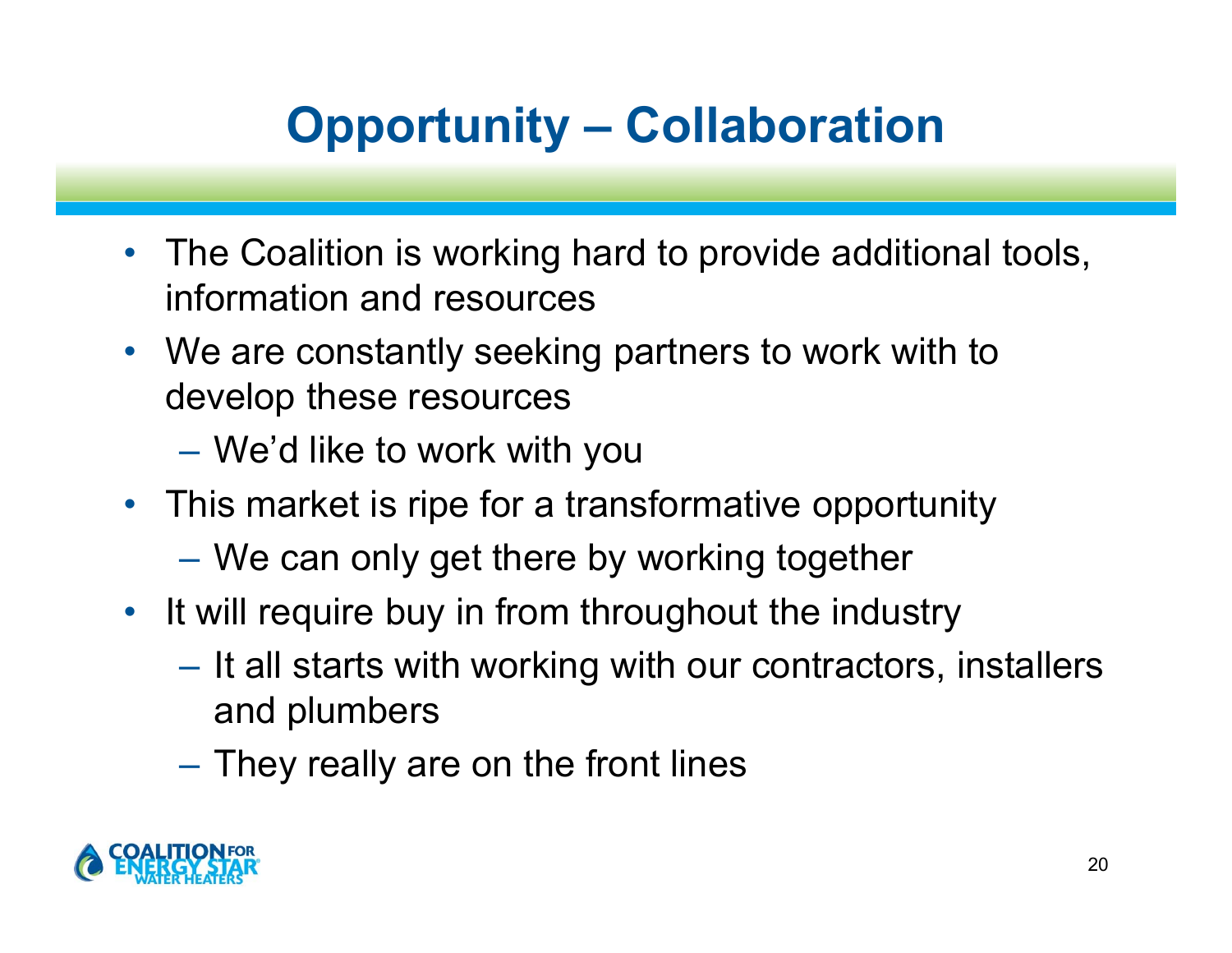# Opportunity – Collaboration

- The Coalition is working hard to provide additional tools, information and resources
- We are constantly seeking partners to work with to develop these resources
  - We'd like to work with you
- This market is ripe for a transformative opportunity
  - We can only get there by working together
- It will require buy in from throughout the industry
  - It all starts with working with our contractors, installers and plumbers
  - They really are on the front lines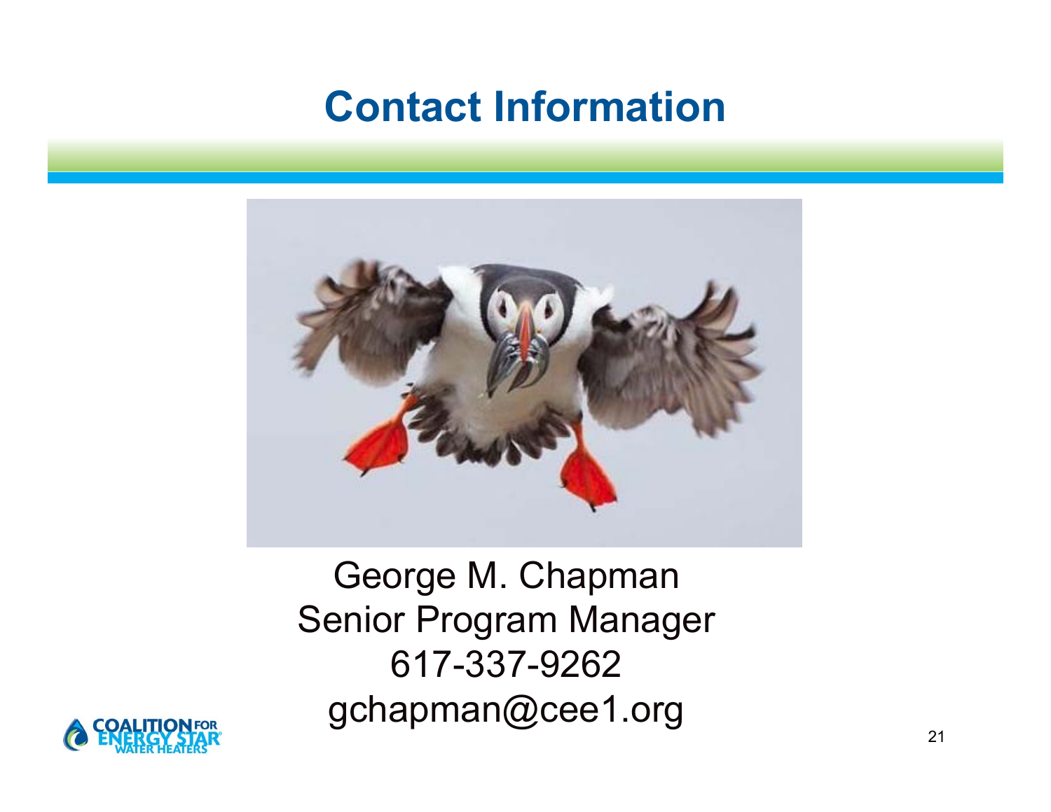# Contact Information

George M. Chapman
Senior Program Manager
617-337-9262
gchapman@cee1.org